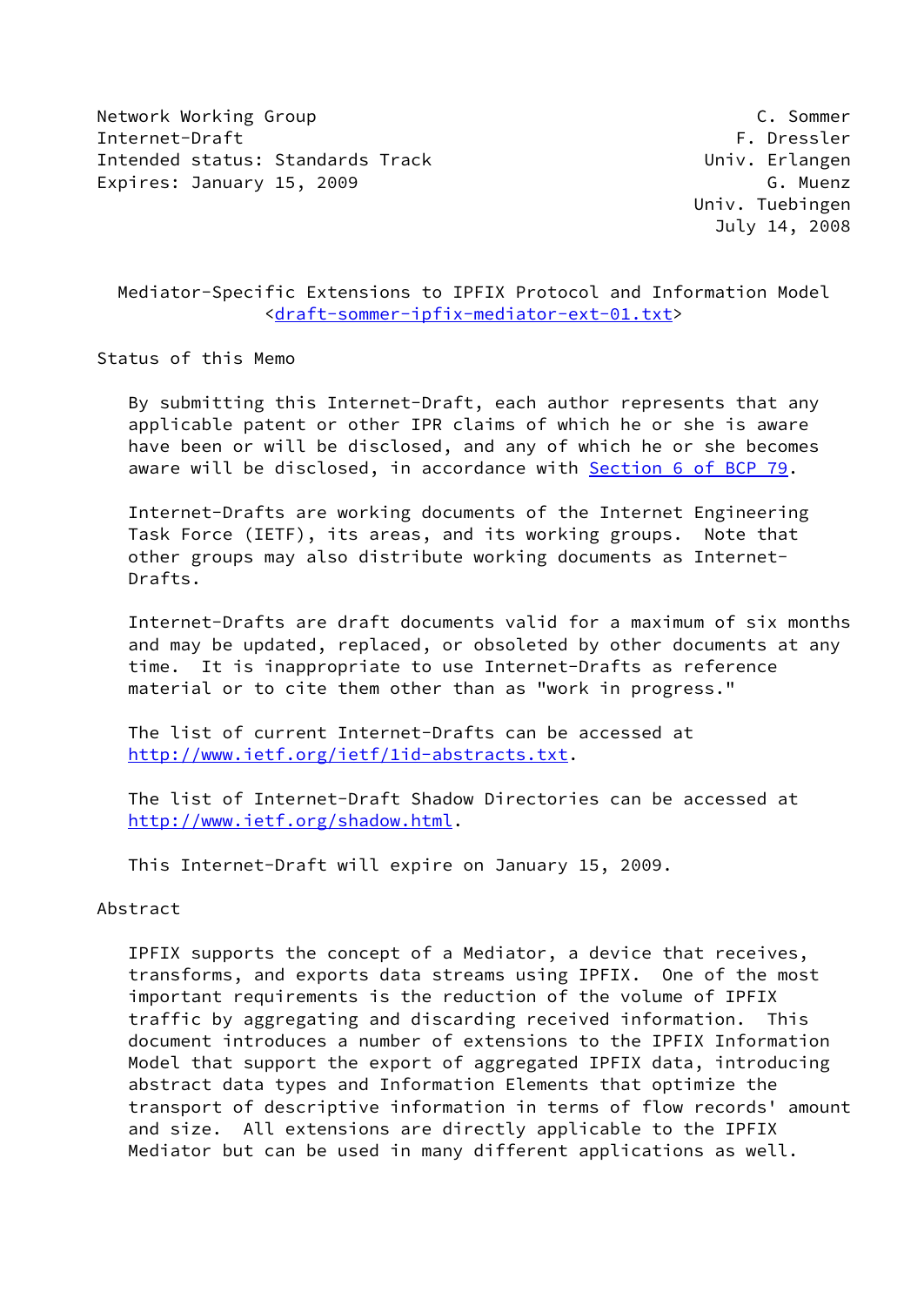Network Working Group C. Sommer
Internet-Draft F. Dressler
Intended status: Standards Track Univ. Erlangen
Expires: January 15, 2009 G. Muenz
Univ. Tuebingen
July 14, 2008

# Mediator-Specific Extensions to IPFIX Protocol and Information Model
<draft-sommer-ipfix-mediator-ext-01.txt>

## Status of this Memo

By submitting this Internet-Draft, each author represents that any applicable patent or other IPR claims of which he or she is aware have been or will be disclosed, and any of which he or she becomes aware will be disclosed, in accordance with Section 6 of BCP 79.

Internet-Drafts are working documents of the Internet Engineering Task Force (IETF), its areas, and its working groups. Note that other groups may also distribute working documents as Internet-Drafts.

Internet-Drafts are draft documents valid for a maximum of six months and may be updated, replaced, or obsoleted by other documents at any time. It is inappropriate to use Internet-Drafts as reference material or to cite them other than as "work in progress."

The list of current Internet-Drafts can be accessed at http://www.ietf.org/ietf/1id-abstracts.txt.

The list of Internet-Draft Shadow Directories can be accessed at http://www.ietf.org/shadow.html.

This Internet-Draft will expire on January 15, 2009.

## Abstract

IPFIX supports the concept of a Mediator, a device that receives, transforms, and exports data streams using IPFIX. One of the most important requirements is the reduction of the volume of IPFIX traffic by aggregating and discarding received information. This document introduces a number of extensions to the IPFIX Information Model that support the export of aggregated IPFIX data, introducing abstract data types and Information Elements that optimize the transport of descriptive information in terms of flow records' amount and size. All extensions are directly applicable to the IPFIX Mediator but can be used in many different applications as well.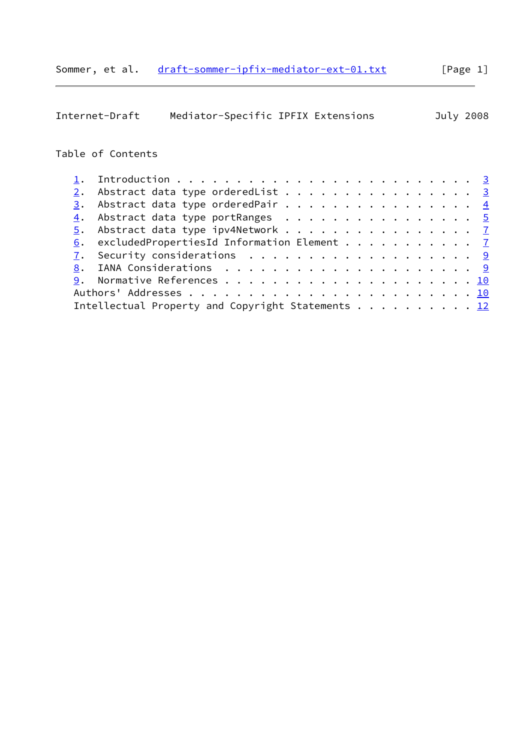Table of Contents

1. Introduction . . . . . . . . . . . . . . . . . . . . . . . . 3
2. Abstract data type orderedList . . . . . . . . . . . . . . . 3
3. Abstract data type orderedPair . . . . . . . . . . . . . . . 4
4. Abstract data type portRanges . . . . . . . . . . . . . . . 5
5. Abstract data type ipv4Network . . . . . . . . . . . . . . . 7
6. excludedPropertiesId Information Element . . . . . . . . . . 7
7. Security considerations . . . . . . . . . . . . . . . . . . 9
8. IANA Considerations . . . . . . . . . . . . . . . . . . . . 9
9. Normative References . . . . . . . . . . . . . . . . . . . . 10

Authors' Addresses . . . . . . . . . . . . . . . . . . . . . . . 10
Intellectual Property and Copyright Statements . . . . . . . . . 12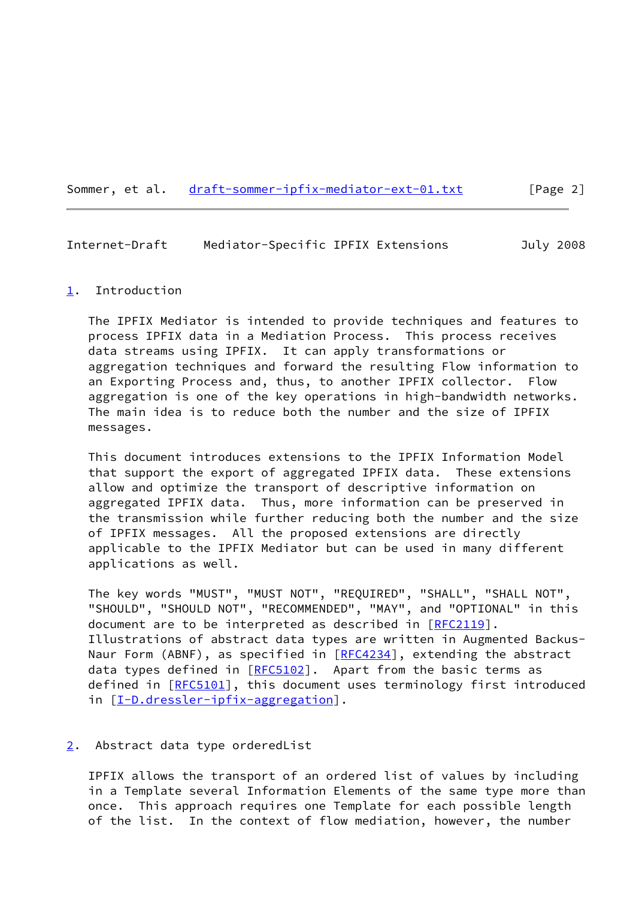## 1. Introduction

The IPFIX Mediator is intended to provide techniques and features to process IPFIX data in a Mediation Process. This process receives data streams using IPFIX. It can apply transformations or aggregation techniques and forward the resulting Flow information to an Exporting Process and, thus, to another IPFIX collector. Flow aggregation is one of the key operations in high-bandwidth networks. The main idea is to reduce both the number and the size of IPFIX messages.

This document introduces extensions to the IPFIX Information Model that support the export of aggregated IPFIX data. These extensions allow and optimize the transport of descriptive information on aggregated IPFIX data. Thus, more information can be preserved in the transmission while further reducing both the number and the size of IPFIX messages. All the proposed extensions are directly applicable to the IPFIX Mediator but can be used in many different applications as well.

The key words "MUST", "MUST NOT", "REQUIRED", "SHALL", "SHALL NOT", "SHOULD", "SHOULD NOT", "RECOMMENDED", "MAY", and "OPTIONAL" in this document are to be interpreted as described in [RFC2119]. Illustrations of abstract data types are written in Augmented Backus-Naur Form (ABNF), as specified in [RFC4234], extending the abstract data types defined in [RFC5102]. Apart from the basic terms as defined in [RFC5101], this document uses terminology first introduced in [I-D.dressler-ipfix-aggregation].

## 2. Abstract data type orderedList

IPFIX allows the transport of an ordered list of values by including in a Template several Information Elements of the same type more than once. This approach requires one Template for each possible length of the list. In the context of flow mediation, however, the number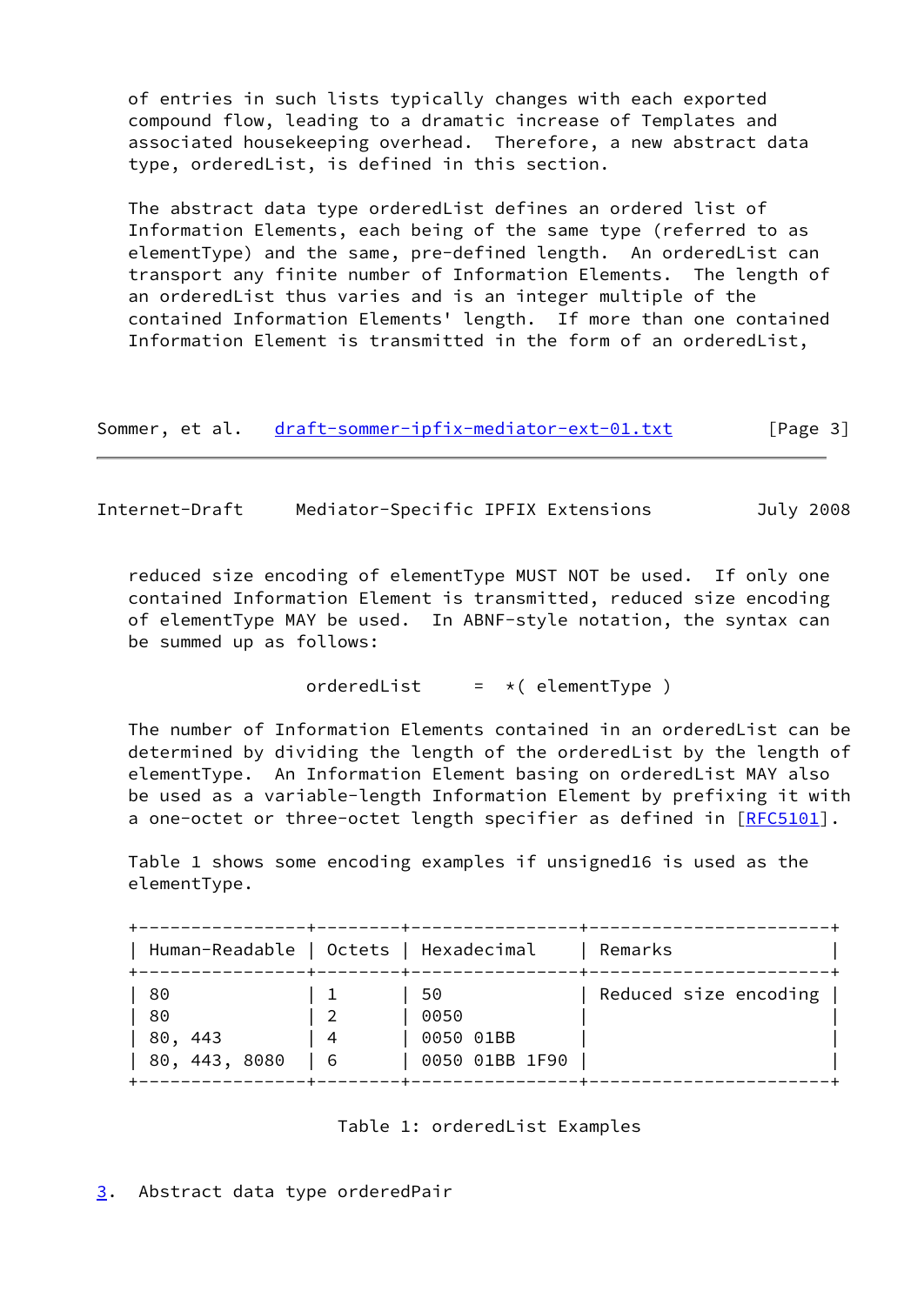of entries in such lists typically changes with each exported compound flow, leading to a dramatic increase of Templates and associated housekeeping overhead. Therefore, a new abstract data type, orderedList, is defined in this section.

The abstract data type orderedList defines an ordered list of Information Elements, each being of the same type (referred to as elementType) and the same, pre-defined length. An orderedList can transport any finite number of Information Elements. The length of an orderedList thus varies and is an integer multiple of the contained Information Elements' length. If more than one contained Information Element is transmitted in the form of an orderedList, reduced size encoding of elementType MUST NOT be used. If only one contained Information Element is transmitted, reduced size encoding of elementType MAY be used. In ABNF-style notation, the syntax can be summed up as follows:

```
orderedList     =  *( elementType )
```

The number of Information Elements contained in an orderedList can be determined by dividing the length of the orderedList by the length of elementType. An Information Element basing on orderedList MAY also be used as a variable-length Information Element by prefixing it with a one-octet or three-octet length specifier as defined in [RFC5101].

Table 1 shows some encoding examples if unsigned16 is used as the elementType.

| Human-Readable | Octets | Hexadecimal | Remarks |
|---|---|---|---|
| 80 | 1 | 50 | Reduced size encoding |
| 80 | 2 | 0050 | |
| 80, 443 | 4 | 0050 01BB | |
| 80, 443, 8080 | 6 | 0050 01BB 1F90 | |

Table 1: orderedList Examples

## 3. Abstract data type orderedPair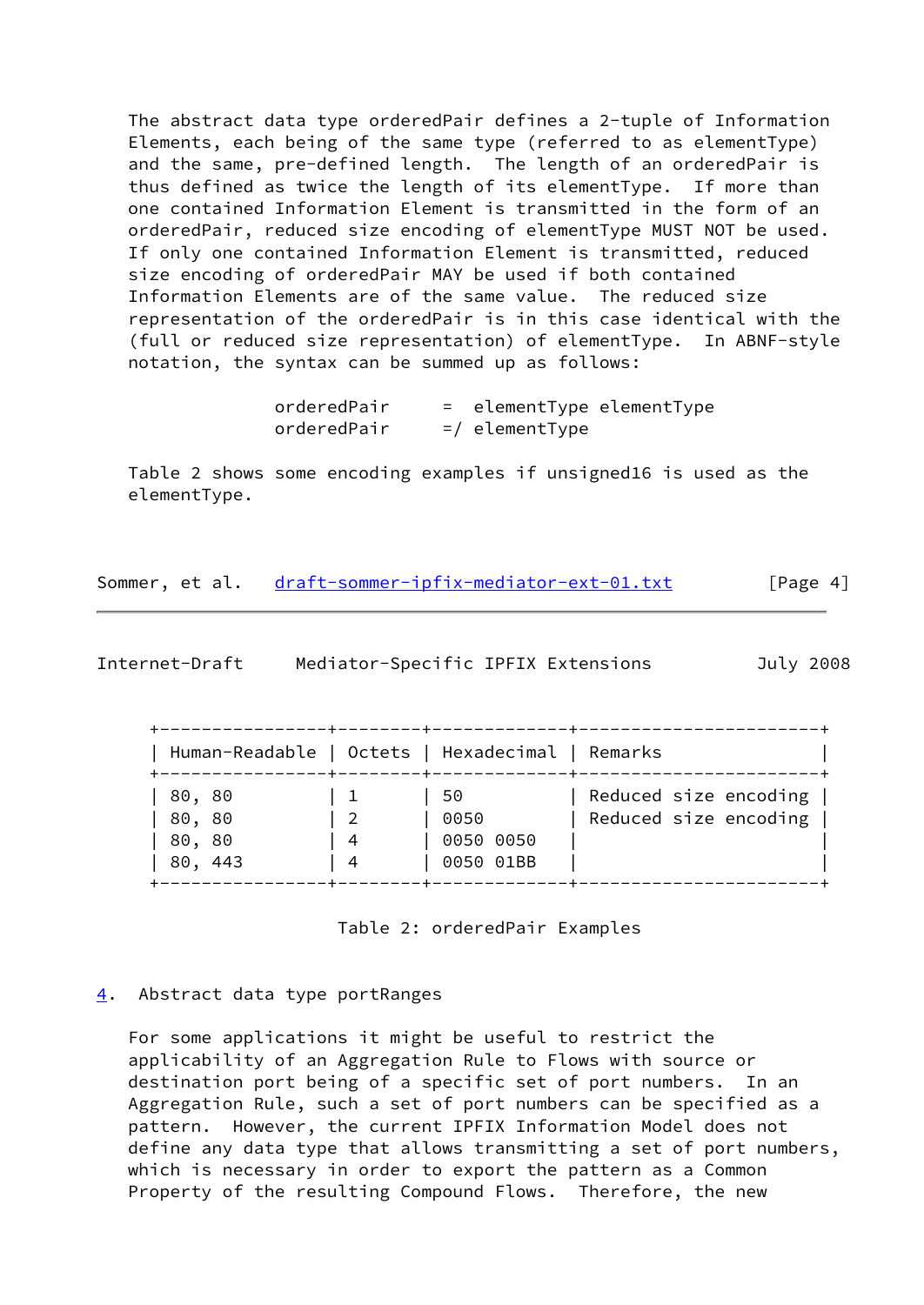The abstract data type orderedPair defines a 2-tuple of Information Elements, each being of the same type (referred to as elementType) and the same, pre-defined length. The length of an orderedPair is thus defined as twice the length of its elementType. If more than one contained Information Element is transmitted in the form of an orderedPair, reduced size encoding of elementType MUST NOT be used. If only one contained Information Element is transmitted, reduced size encoding of orderedPair MAY be used if both contained Information Elements are of the same value. The reduced size representation of the orderedPair is in this case identical with the (full or reduced size representation) of elementType. In ABNF-style notation, the syntax can be summed up as follows:

```
orderedPair     =  elementType elementType
orderedPair     =/ elementType
```

Table 2 shows some encoding examples if unsigned16 is used as the elementType.

| Human-Readable | Octets | Hexadecimal | Remarks |
|---|---|---|---|
| 80, 80 | 1 | 50 | Reduced size encoding |
| 80, 80 | 2 | 0050 | Reduced size encoding |
| 80, 80 | 4 | 0050 0050 | |
| 80, 443 | 4 | 0050 01BB | |

Table 2: orderedPair Examples

## 4. Abstract data type portRanges

For some applications it might be useful to restrict the applicability of an Aggregation Rule to Flows with source or destination port being of a specific set of port numbers. In an Aggregation Rule, such a set of port numbers can be specified as a pattern. However, the current IPFIX Information Model does not define any data type that allows transmitting a set of port numbers, which is necessary in order to export the pattern as a Common Property of the resulting Compound Flows. Therefore, the new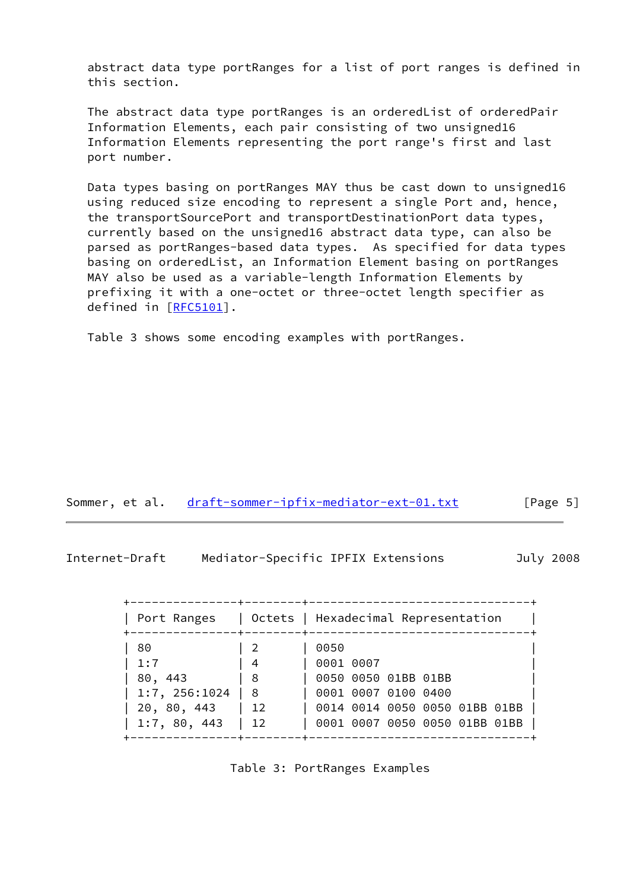abstract data type portRanges for a list of port ranges is defined in this section.

The abstract data type portRanges is an orderedList of orderedPair Information Elements, each pair consisting of two unsigned16 Information Elements representing the port range's first and last port number.

Data types basing on portRanges MAY thus be cast down to unsigned16 using reduced size encoding to represent a single Port and, hence, the transportSourcePort and transportDestinationPort data types, currently based on the unsigned16 abstract data type, can also be parsed as portRanges-based data types. As specified for data types basing on orderedList, an Information Element basing on portRanges MAY also be used as a variable-length Information Elements by prefixing it with a one-octet or three-octet length specifier as defined in [RFC5101].

Table 3 shows some encoding examples with portRanges.

| Port Ranges | Octets | Hexadecimal Representation |
|---|---|---|
| 80 | 2 | 0050 |
| 1:7 | 4 | 0001 0007 |
| 80, 443 | 8 | 0050 0050 01BB 01BB |
| 1:7, 256:1024 | 8 | 0001 0007 0100 0400 |
| 20, 80, 443 | 12 | 0014 0014 0050 0050 01BB 01BB |
| 1:7, 80, 443 | 12 | 0001 0007 0050 0050 01BB 01BB |

Table 3: PortRanges Examples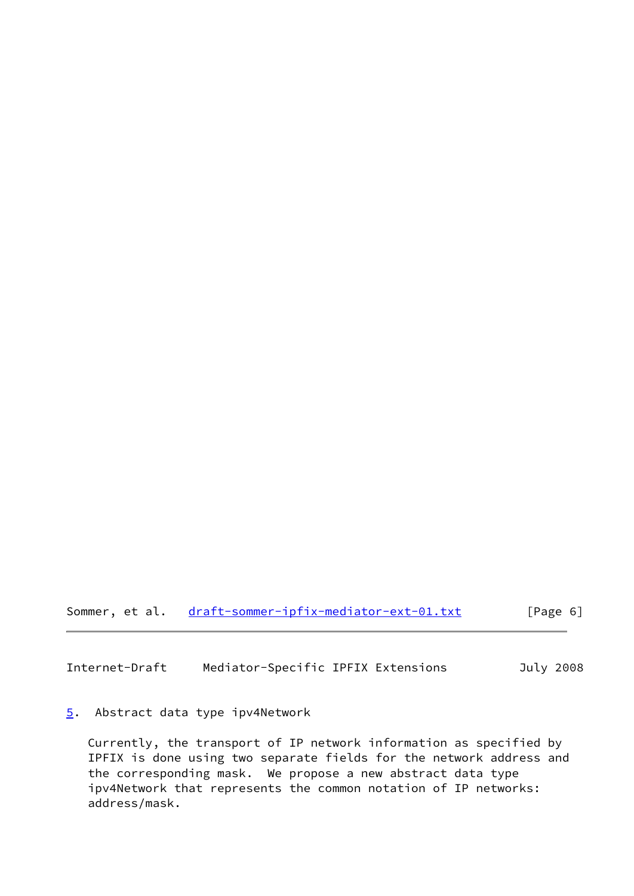## 5. Abstract data type ipv4Network

Currently, the transport of IP network information as specified by IPFIX is done using two separate fields for the network address and the corresponding mask. We propose a new abstract data type ipv4Network that represents the common notation of IP networks: address/mask.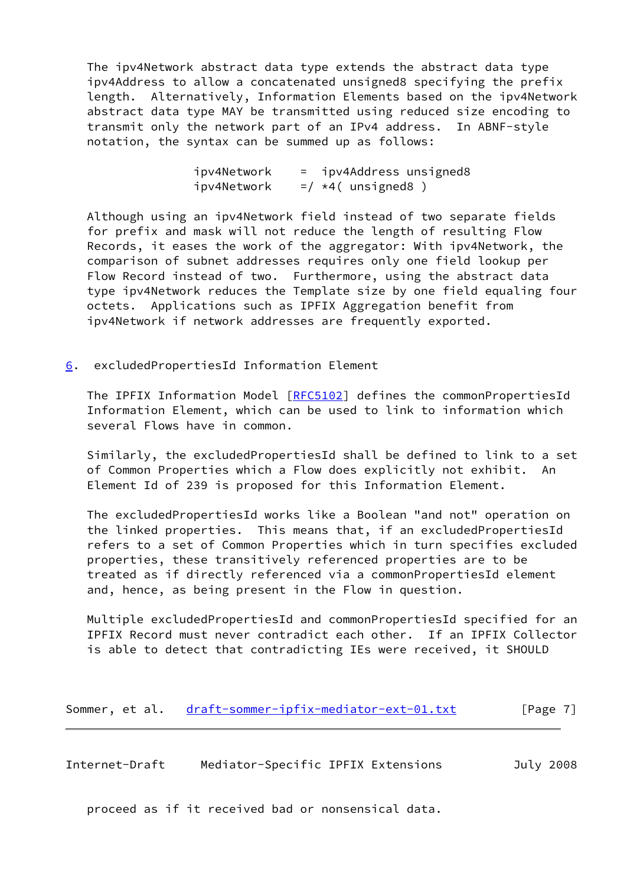The ipv4Network abstract data type extends the abstract data type ipv4Address to allow a concatenated unsigned8 specifying the prefix length. Alternatively, Information Elements based on the ipv4Network abstract data type MAY be transmitted using reduced size encoding to transmit only the network part of an IPv4 address. In ABNF-style notation, the syntax can be summed up as follows:

```
ipv4Network    =  ipv4Address unsigned8
ipv4Network    =/ *4( unsigned8 )
```

Although using an ipv4Network field instead of two separate fields for prefix and mask will not reduce the length of resulting Flow Records, it eases the work of the aggregator: With ipv4Network, the comparison of subnet addresses requires only one field lookup per Flow Record instead of two. Furthermore, using the abstract data type ipv4Network reduces the Template size by one field equaling four octets. Applications such as IPFIX Aggregation benefit from ipv4Network if network addresses are frequently exported.

## 6. excludedPropertiesId Information Element

The IPFIX Information Model [RFC5102] defines the commonPropertiesId Information Element, which can be used to link to information which several Flows have in common.

Similarly, the excludedPropertiesId shall be defined to link to a set of Common Properties which a Flow does explicitly not exhibit. An Element Id of 239 is proposed for this Information Element.

The excludedPropertiesId works like a Boolean "and not" operation on the linked properties. This means that, if an excludedPropertiesId refers to a set of Common Properties which in turn specifies excluded properties, these transitively referenced properties are to be treated as if directly referenced via a commonPropertiesId element and, hence, as being present in the Flow in question.

Multiple excludedPropertiesId and commonPropertiesId specified for an IPFIX Record must never contradict each other. If an IPFIX Collector is able to detect that contradicting IEs were received, it SHOULD proceed as if it received bad or nonsensical data.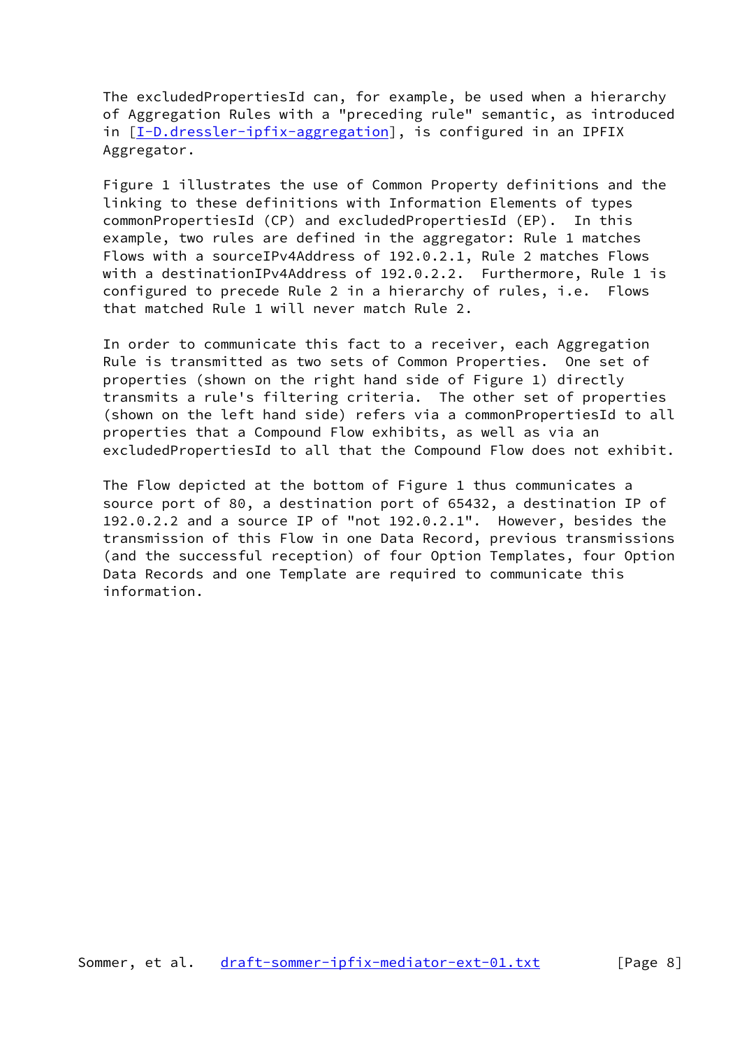The excludedPropertiesId can, for example, be used when a hierarchy of Aggregation Rules with a "preceding rule" semantic, as introduced in [I-D.dressler-ipfix-aggregation], is configured in an IPFIX Aggregator.

Figure 1 illustrates the use of Common Property definitions and the linking to these definitions with Information Elements of types commonPropertiesId (CP) and excludedPropertiesId (EP). In this example, two rules are defined in the aggregator: Rule 1 matches Flows with a sourceIPv4Address of 192.0.2.1, Rule 2 matches Flows with a destinationIPv4Address of 192.0.2.2. Furthermore, Rule 1 is configured to precede Rule 2 in a hierarchy of rules, i.e. Flows that matched Rule 1 will never match Rule 2.

In order to communicate this fact to a receiver, each Aggregation Rule is transmitted as two sets of Common Properties. One set of properties (shown on the right hand side of Figure 1) directly transmits a rule's filtering criteria. The other set of properties (shown on the left hand side) refers via a commonPropertiesId to all properties that a Compound Flow exhibits, as well as via an excludedPropertiesId to all that the Compound Flow does not exhibit.

The Flow depicted at the bottom of Figure 1 thus communicates a source port of 80, a destination port of 65432, a destination IP of 192.0.2.2 and a source IP of "not 192.0.2.1". However, besides the transmission of this Flow in one Data Record, previous transmissions (and the successful reception) of four Option Templates, four Option Data Records and one Template are required to communicate this information.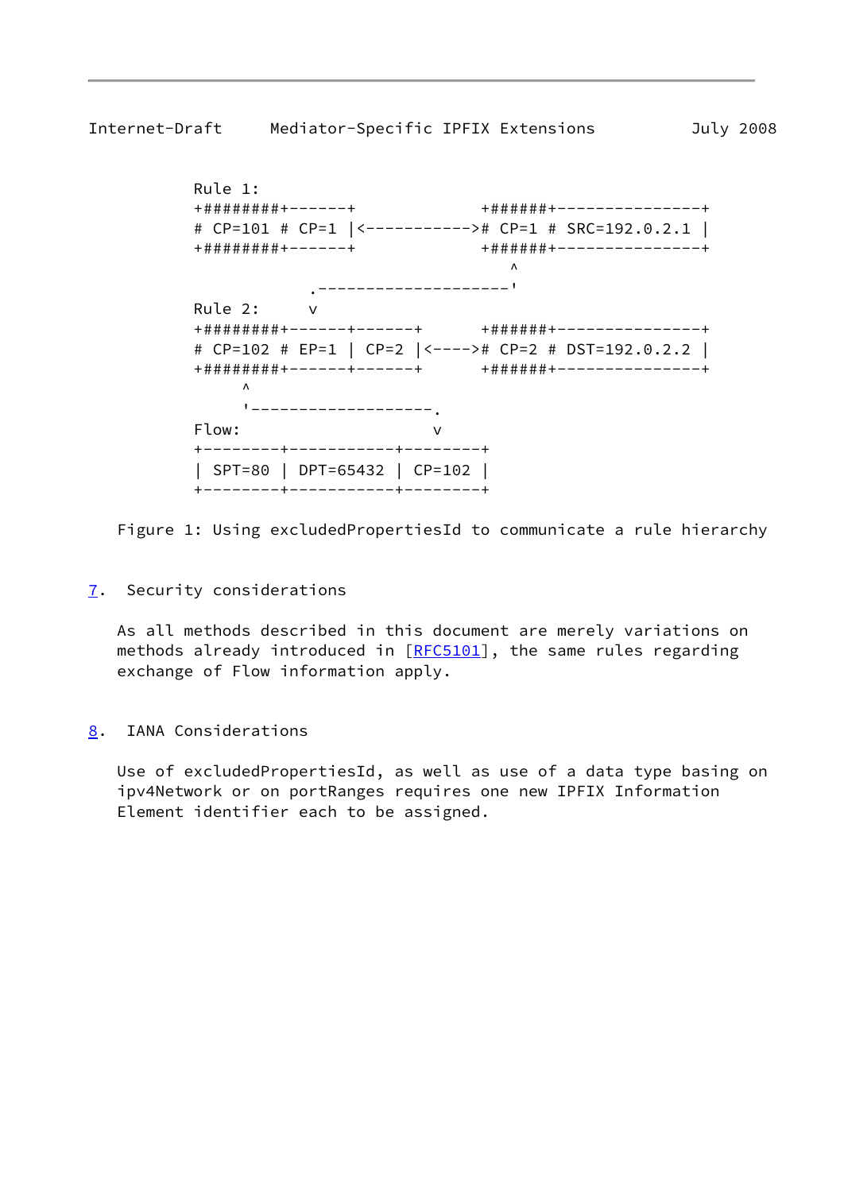```
Rule 1:
+########+------+             +######+---------------+
# CP=101 # CP=1 |<----------->#  CP=1 # SRC=192.0.2.1 |
+########+------+             +######+---------------+
                                   ^
                  .---------------------'
Rule 2:           v
+########+------+------+      +######+---------------+
# CP=102 # EP=1 | CP=2 |<---->#  CP=2 # DST=192.0.2.2 |
+########+------+------+      +######+---------------+
      ^
      '-------------------.
Flow:                     v
+--------+----------+--------+
| SPT=80 | DPT=65432 | CP=102 |
+--------+----------+--------+
```

Figure 1: Using excludedPropertiesId to communicate a rule hierarchy

## 7. Security considerations

As all methods described in this document are merely variations on methods already introduced in [RFC5101], the same rules regarding exchange of Flow information apply.

## 8. IANA Considerations

Use of excludedPropertiesId, as well as use of a data type basing on ipv4Network or on portRanges requires one new IPFIX Information Element identifier each to be assigned.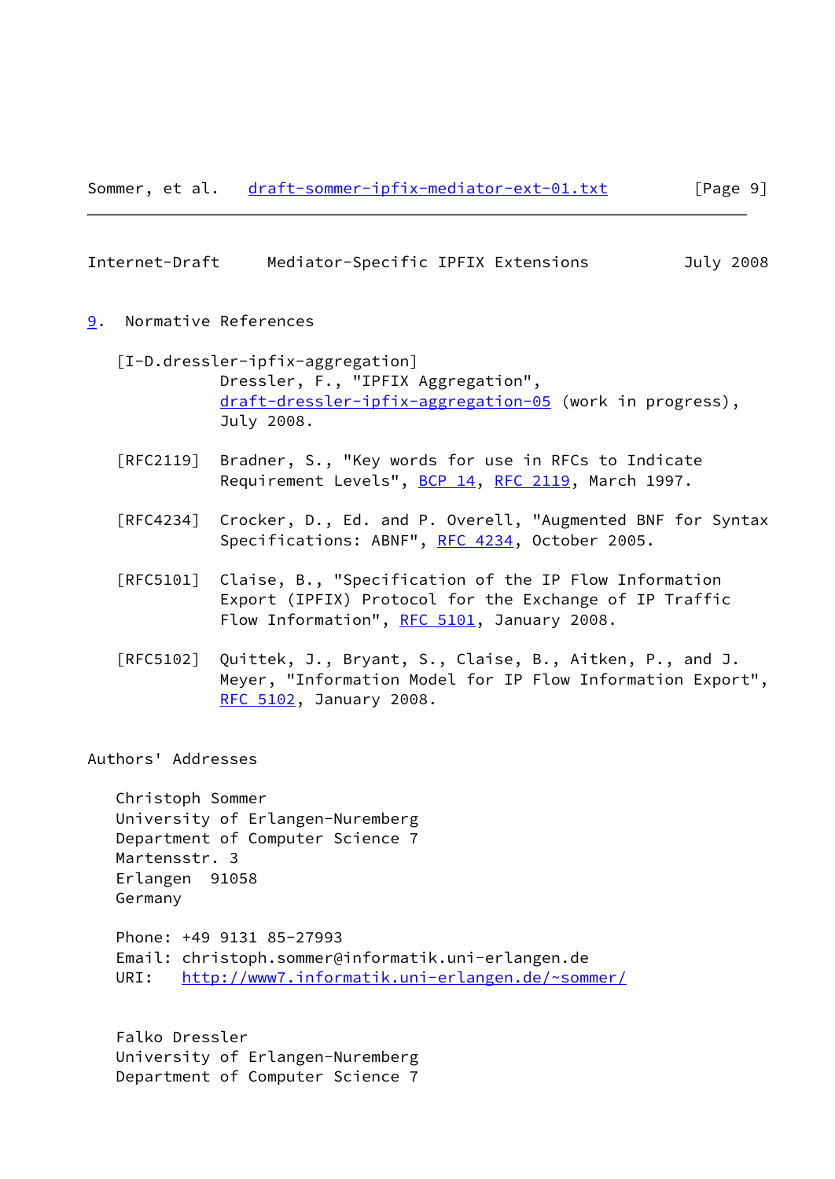## 9. Normative References

[I-D.dressler-ipfix-aggregation]
Dressler, F., "IPFIX Aggregation", draft-dressler-ipfix-aggregation-05 (work in progress), July 2008.

[RFC2119] Bradner, S., "Key words for use in RFCs to Indicate Requirement Levels", BCP 14, RFC 2119, March 1997.

[RFC4234] Crocker, D., Ed. and P. Overell, "Augmented BNF for Syntax Specifications: ABNF", RFC 4234, October 2005.

[RFC5101] Claise, B., "Specification of the IP Flow Information Export (IPFIX) Protocol for the Exchange of IP Traffic Flow Information", RFC 5101, January 2008.

[RFC5102] Quittek, J., Bryant, S., Claise, B., Aitken, P., and J. Meyer, "Information Model for IP Flow Information Export", RFC 5102, January 2008.

## Authors' Addresses

Christoph Sommer
University of Erlangen-Nuremberg
Department of Computer Science 7
Martensstr. 3
Erlangen 91058
Germany

Phone: +49 9131 85-27993
Email: christoph.sommer@informatik.uni-erlangen.de
URI: http://www7.informatik.uni-erlangen.de/~sommer/

Falko Dressler
University of Erlangen-Nuremberg
Department of Computer Science 7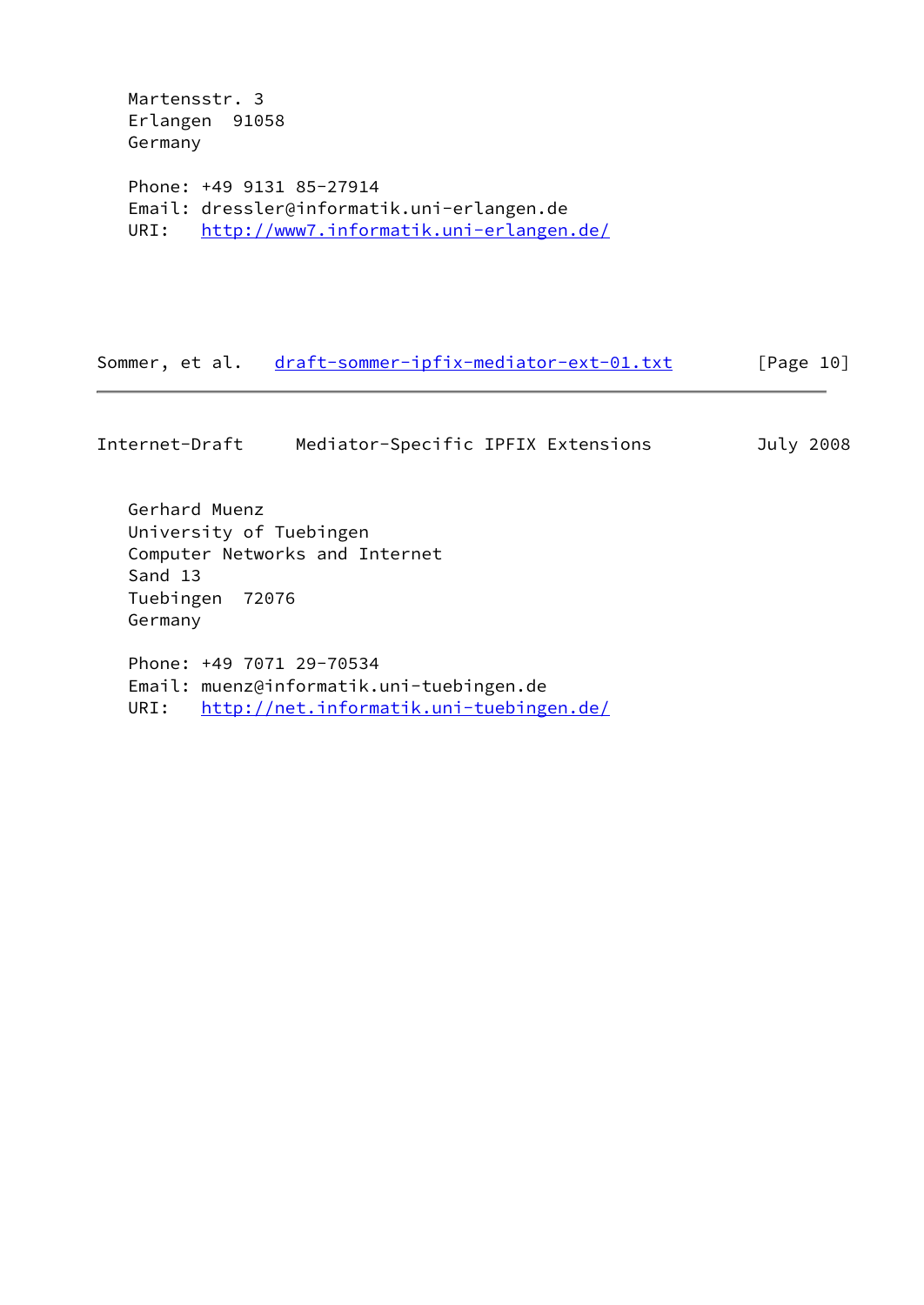Martensstr. 3
Erlangen  91058
Germany

Phone: +49 9131 85-27914
Email: dressler@informatik.uni-erlangen.de
URI:   http://www7.informatik.uni-erlangen.de/

Gerhard Muenz
University of Tuebingen
Computer Networks and Internet
Sand 13
Tuebingen  72076
Germany

Phone: +49 7071 29-70534
Email: muenz@informatik.uni-tuebingen.de
URI:   http://net.informatik.uni-tuebingen.de/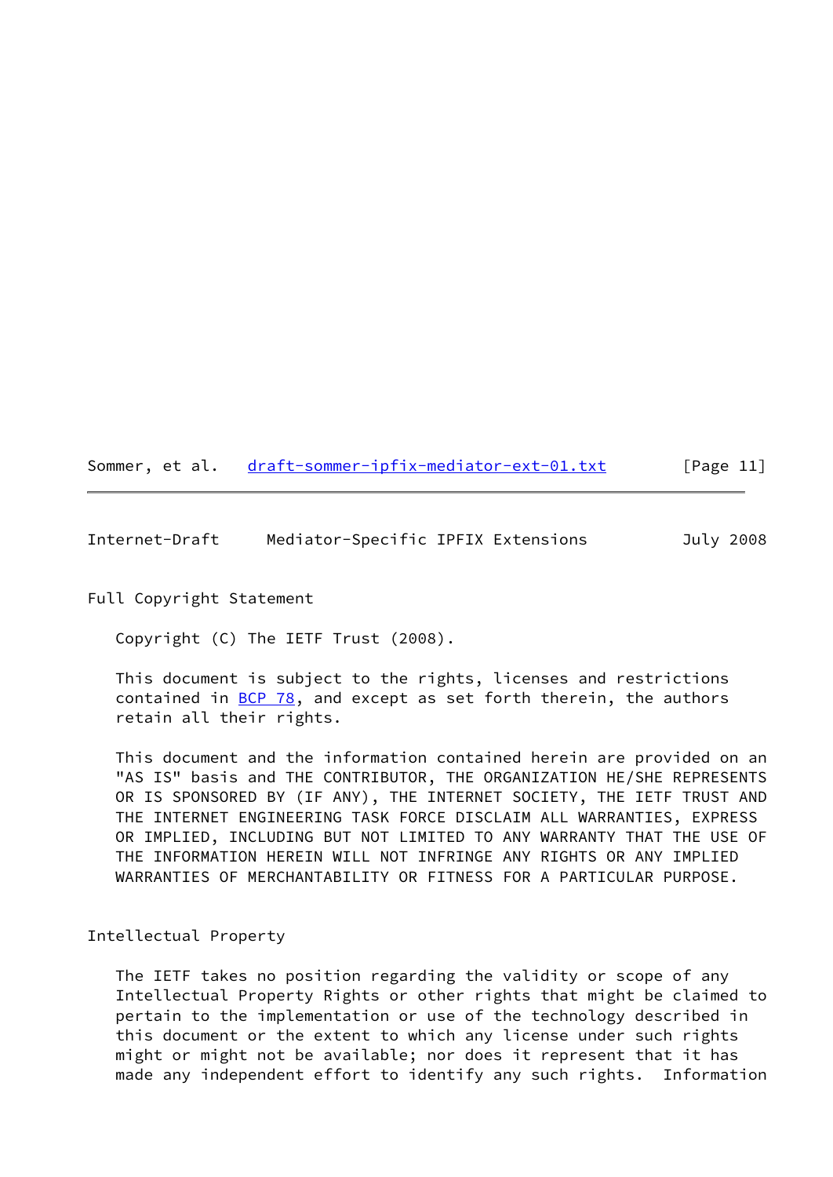## Full Copyright Statement

Copyright (C) The IETF Trust (2008).

This document is subject to the rights, licenses and restrictions contained in BCP 78, and except as set forth therein, the authors retain all their rights.

This document and the information contained herein are provided on an "AS IS" basis and THE CONTRIBUTOR, THE ORGANIZATION HE/SHE REPRESENTS OR IS SPONSORED BY (IF ANY), THE INTERNET SOCIETY, THE IETF TRUST AND THE INTERNET ENGINEERING TASK FORCE DISCLAIM ALL WARRANTIES, EXPRESS OR IMPLIED, INCLUDING BUT NOT LIMITED TO ANY WARRANTY THAT THE USE OF THE INFORMATION HEREIN WILL NOT INFRINGE ANY RIGHTS OR ANY IMPLIED WARRANTIES OF MERCHANTABILITY OR FITNESS FOR A PARTICULAR PURPOSE.

## Intellectual Property

The IETF takes no position regarding the validity or scope of any Intellectual Property Rights or other rights that might be claimed to pertain to the implementation or use of the technology described in this document or the extent to which any license under such rights might or might not be available; nor does it represent that it has made any independent effort to identify any such rights. Information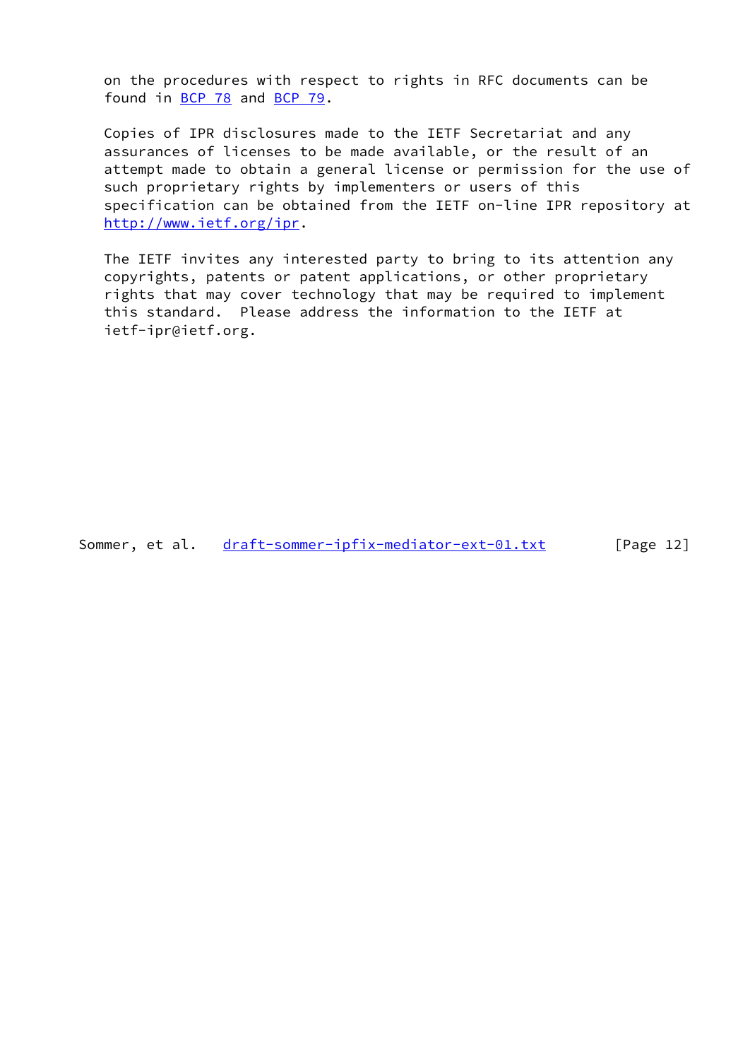on the procedures with respect to rights in RFC documents can be found in BCP 78 and BCP 79.

Copies of IPR disclosures made to the IETF Secretariat and any assurances of licenses to be made available, or the result of an attempt made to obtain a general license or permission for the use of such proprietary rights by implementers or users of this specification can be obtained from the IETF on-line IPR repository at http://www.ietf.org/ipr.

The IETF invites any interested party to bring to its attention any copyrights, patents or patent applications, or other proprietary rights that may cover technology that may be required to implement this standard. Please address the information to the IETF at ietf-ipr@ietf.org.